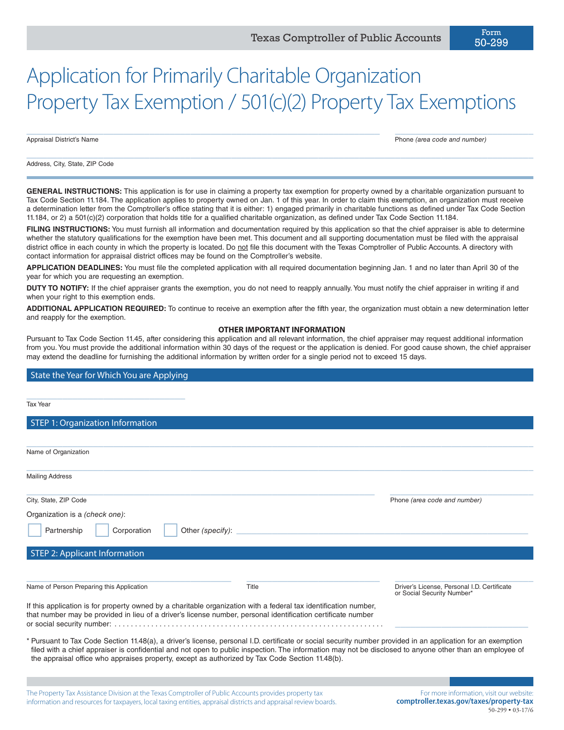Texas Comptroller of Public Accounts

Form 50-299

# Application for Primarily Charitable Organization Property Tax Exemption / 501(c)(2) Property Tax Exemptions

Appraisal District's Name ______________________ Phone *(area code and number)* ______________________

Address, City, State, ZIP Code ______________________

**GENERAL INSTRUCTIONS:** This application is for use in claiming a property tax exemption for property owned by a charitable organization pursuant to Tax Code Section 11.184. The application applies to property owned on Jan. 1 of this year. In order to claim this exemption, an organization must receive a determination letter from the Comptroller's office stating that it is either: 1) engaged primarily in charitable functions as defined under Tax Code Section 11.184, or 2) a 501(c)(2) corporation that holds title for a qualified charitable organization, as defined under Tax Code Section 11.184.

**FILING INSTRUCTIONS:** You must furnish all information and documentation required by this application so that the chief appraiser is able to determine whether the statutory qualifications for the exemption have been met. This document and all supporting documentation must be filed with the appraisal district office in each county in which the property is located. Do not file this document with the Texas Comptroller of Public Accounts. A directory with contact information for appraisal district offices may be found on the Comptroller's website.

**APPLICATION DEADLINES:** You must file the completed application with all required documentation beginning Jan. 1 and no later than April 30 of the year for which you are requesting an exemption.

**DUTY TO NOTIFY:** If the chief appraiser grants the exemption, you do not need to reapply annually. You must notify the chief appraiser in writing if and when your right to this exemption ends.

**ADDITIONAL APPLICATION REQUIRED:** To continue to receive an exemption after the fifth year, the organization must obtain a new determination letter and reapply for the exemption.

**OTHER IMPORTANT INFORMATION**

Pursuant to Tax Code Section 11.45, after considering this application and all relevant information, the chief appraiser may request additional information from you. You must provide the additional information within 30 days of the request or the application is denied. For good cause shown, the chief appraiser may extend the deadline for furnishing the additional information by written order for a single period not to exceed 15 days.

## State the Year for Which You are Applying

Tax Year ______________________

## STEP 1: Organization Information

Name of Organization ______________________

Mailing Address ______________________

City, State, ZIP Code ______________________ Phone *(area code and number)* ______________________

Organization is a *(check one)*:

☐ Partnership ☐ Corporation ☐ Other *(specify)*: ______________________

## STEP 2: Applicant Information

Name of Person Preparing this Application ______________________ Title ______________________ Driver's License, Personal I.D. Certificate or Social Security Number* ______________________

If this application is for property owned by a charitable organization with a federal tax identification number, that number may be provided in lieu of a driver's license number, personal identification certificate number or social security number: ______________________

\* Pursuant to Tax Code Section 11.48(a), a driver's license, personal I.D. certificate or social security number provided in an application for an exemption filed with a chief appraiser is confidential and not open to public inspection. The information may not be disclosed to anyone other than an employee of the appraisal office who appraises property, except as authorized by Tax Code Section 11.48(b).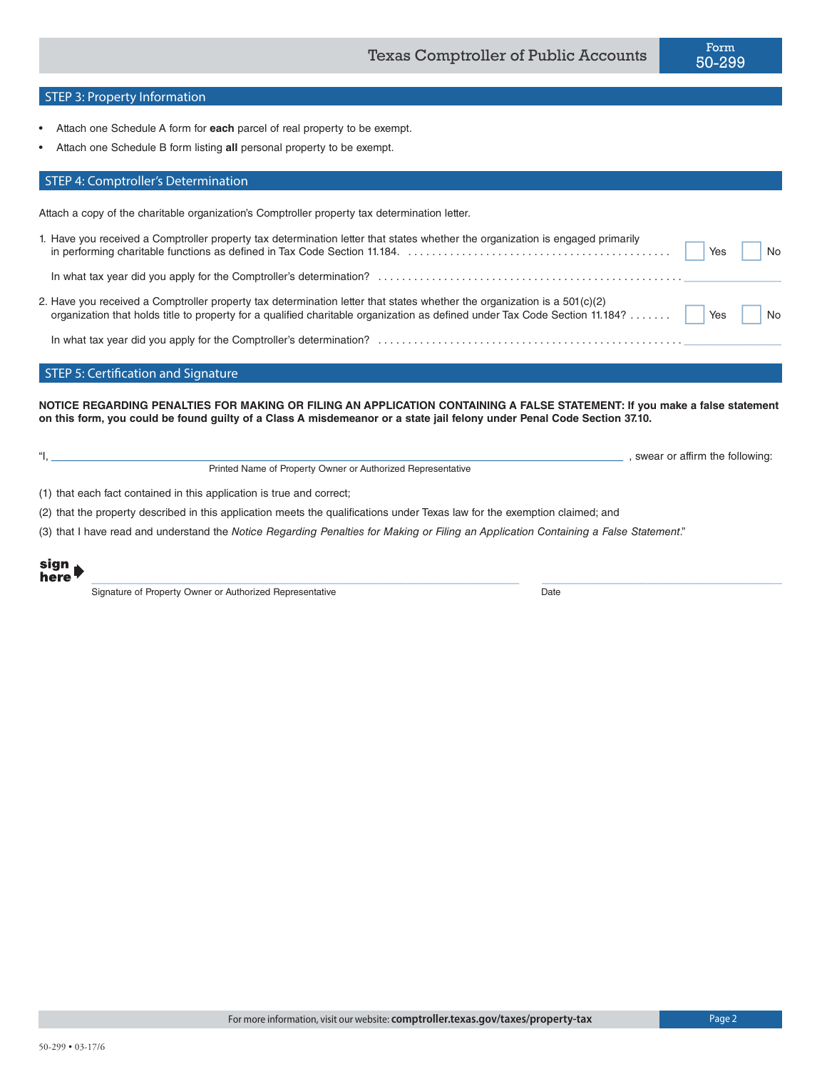## STEP 3: Property Information

- Attach one Schedule A form for **each** parcel of real property to be exempt.
- Attach one Schedule B form listing **all** personal property to be exempt.

## STEP 4: Comptroller's Determination

Attach a copy of the charitable organization's Comptroller property tax determination letter.

1. Have you received a Comptroller property tax determination letter that states whether the organization is engaged primarily in performing charitable functions as defined in Tax Code Section 11.184. . . . . . . . . . . . . . . . . . . . . . . . . . . . . . . . . . . . . . . . . . . . ☐ Yes ☐ No

   In what tax year did you apply for the Comptroller's determination? . . . . . . . . . . . . . . . . . . . . . . . . . . . . . . . . . . . . . . . . . . . . . . . . . . . ________

2. Have you received a Comptroller property tax determination letter that states whether the organization is a 501(c)(2) organization that holds title to property for a qualified charitable organization as defined under Tax Code Section 11.184? . . . . . . . ☐ Yes ☐ No

   In what tax year did you apply for the Comptroller's determination? . . . . . . . . . . . . . . . . . . . . . . . . . . . . . . . . . . . . . . . . . . . . . . . . . . . ________

## STEP 5: Certification and Signature

**NOTICE REGARDING PENALTIES FOR MAKING OR FILING AN APPLICATION CONTAINING A FALSE STATEMENT: If you make a false statement on this form, you could be found guilty of a Class A misdemeanor or a state jail felony under Penal Code Section 37.10.**

"I, ____________________________________________, swear or affirm the following:
Printed Name of Property Owner or Authorized Representative

(1) that each fact contained in this application is true and correct;

(2) that the property described in this application meets the qualifications under Texas law for the exemption claimed; and

(3) that I have read and understand the *Notice Regarding Penalties for Making or Filing an Application Containing a False Statement*."

**sign here** ____________________________________________ ____________________

Signature of Property Owner or Authorized Representative Date

For more information, visit our website: **comptroller.texas.gov/taxes/property-tax**

50-299 • 03-17/6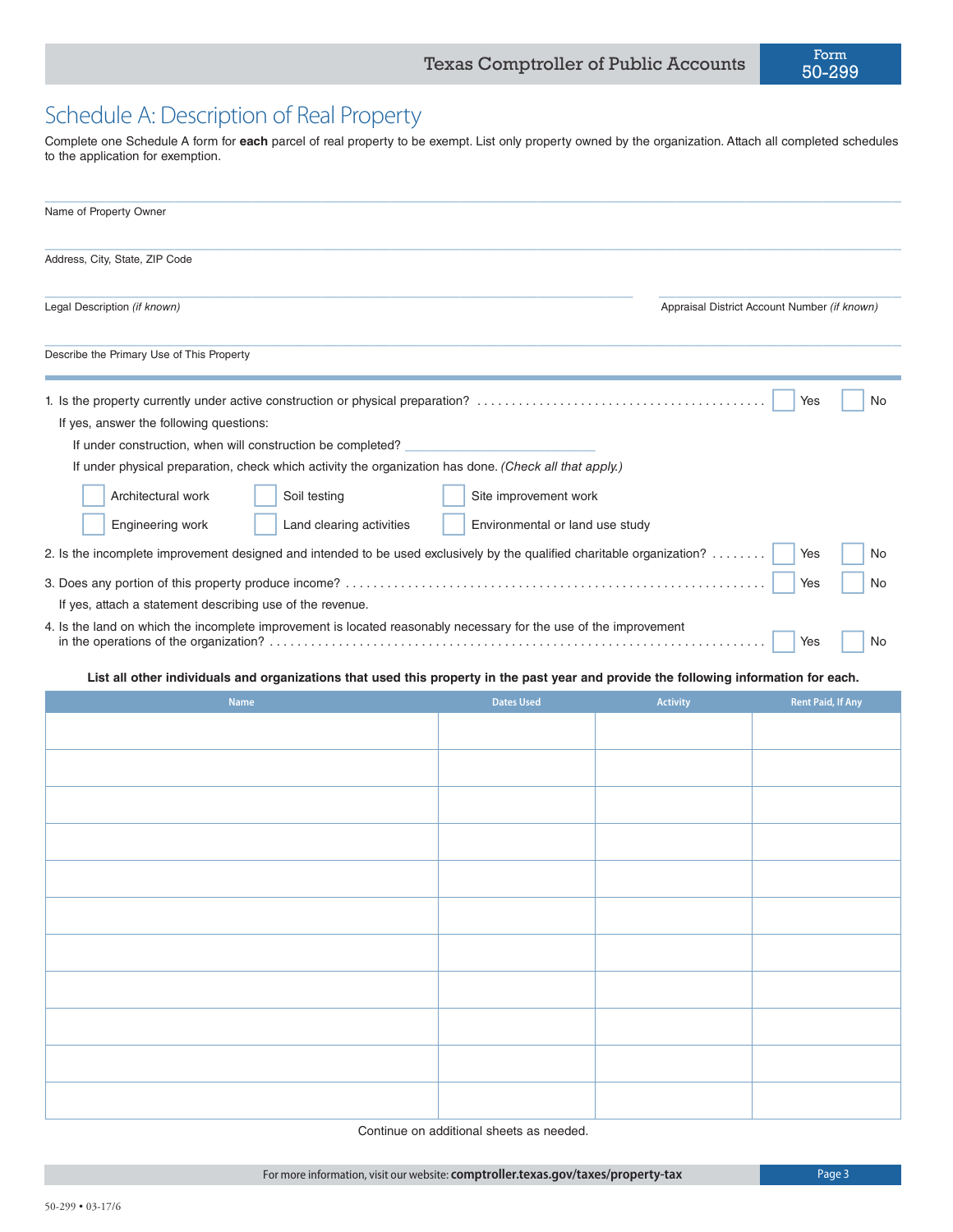Texas Comptroller of Public Accounts — Form 50-299

# Schedule A: Description of Real Property

Complete one Schedule A form for **each** parcel of real property to be exempt. List only property owned by the organization. Attach all completed schedules to the application for exemption.

Name of Property Owner

Address, City, State, ZIP Code

Legal Description *(if known)*

Appraisal District Account Number *(if known)*

Describe the Primary Use of This Property

1. Is the property currently under active construction or physical preparation? .......... ☐ Yes ☐ No

   If yes, answer the following questions:

   If under construction, when will construction be completed? ____________________

   If under physical preparation, check which activity the organization has done. *(Check all that apply.)*

   ☐ Architectural work ☐ Soil testing ☐ Site improvement work

   ☐ Engineering work ☐ Land clearing activities ☐ Environmental or land use study

2. Is the incomplete improvement designed and intended to be used exclusively by the qualified charitable organization? .......... ☐ Yes ☐ No

3. Does any portion of this property produce income? .......... ☐ Yes ☐ No

   If yes, attach a statement describing use of the revenue.

4. Is the land on which the incomplete improvement is located reasonably necessary for the use of the improvement in the operations of the organization? .......... ☐ Yes ☐ No

**List all other individuals and organizations that used this property in the past year and provide the following information for each.**

| Name | Dates Used | Activity | Rent Paid, If Any |
|---|---|---|---|
| | | | |
| | | | |
| | | | |
| | | | |
| | | | |
| | | | |
| | | | |
| | | | |
| | | | |
| | | | |
| | | | |

Continue on additional sheets as needed.

For more information, visit our website: **comptroller.texas.gov/taxes/property-tax**

50-299 • 03-17/6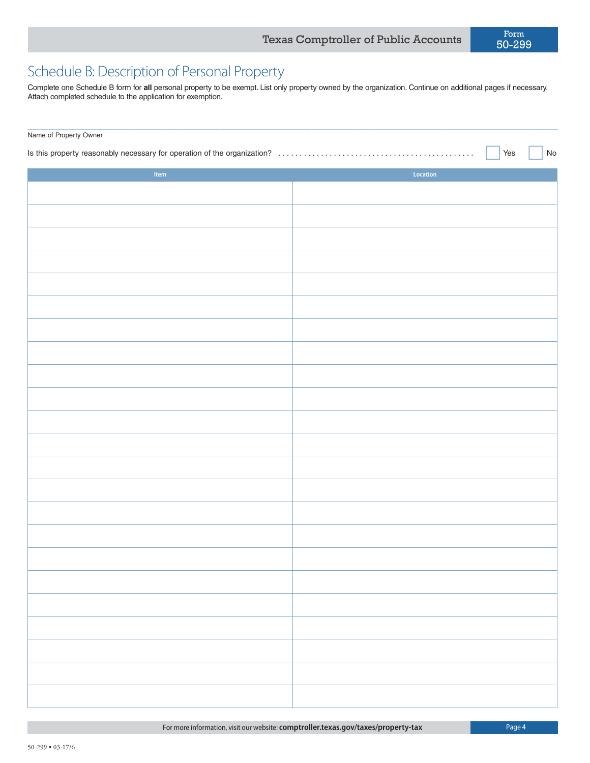# Schedule B: Description of Personal Property

Complete one Schedule B form for **all** personal property to be exempt. List only property owned by the organization. Continue on additional pages if necessary. Attach completed schedule to the application for exemption.

Name of Property Owner

Is this property reasonably necessary for operation of the organization? ☐ Yes ☐ No

| Item | Location |
|---|---|
| | |
| | |
| | |
| | |
| | |
| | |
| | |
| | |
| | |
| | |
| | |
| | |
| | |
| | |
| | |
| | |
| | |
| | |
| | |
| | |
| | |
| | |
| | |

For more information, visit our website: **comptroller.texas.gov/taxes/property-tax**

50-299 • 03-17/6